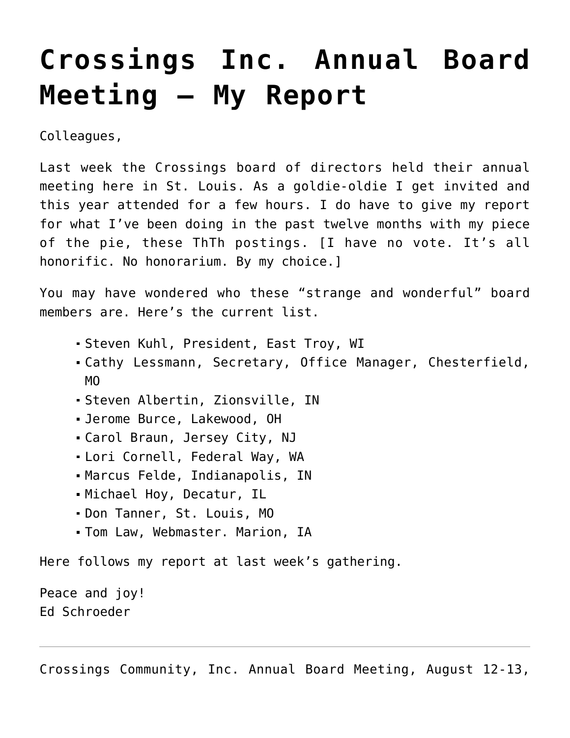# Crossings Inc. Annual Board Meeting – My Report

Colleagues,

Last week the Crossings board of directors held their annual meeting here in St. Louis. As a goldie-oldie I get invited and this year attended for a few hours. I do have to give my report for what I've been doing in the past twelve months with my piece of the pie, these ThTh postings. [I have no vote. It's all honorific. No honorarium. By my choice.]

You may have wondered who these "strange and wonderful" board members are. Here's the current list.

- Steven Kuhl, President, East Troy, WI
- Cathy Lessmann, Secretary, Office Manager, Chesterfield, MO
- Steven Albertin, Zionsville, IN
- Jerome Burce, Lakewood, OH
- Carol Braun, Jersey City, NJ
- Lori Cornell, Federal Way, WA
- Marcus Felde, Indianapolis, IN
- Michael Hoy, Decatur, IL
- Don Tanner, St. Louis, MO
- Tom Law, Webmaster. Marion, IA

Here follows my report at last week's gathering.

Peace and joy!
Ed Schroeder

---

Crossings Community, Inc. Annual Board Meeting, August 12-13,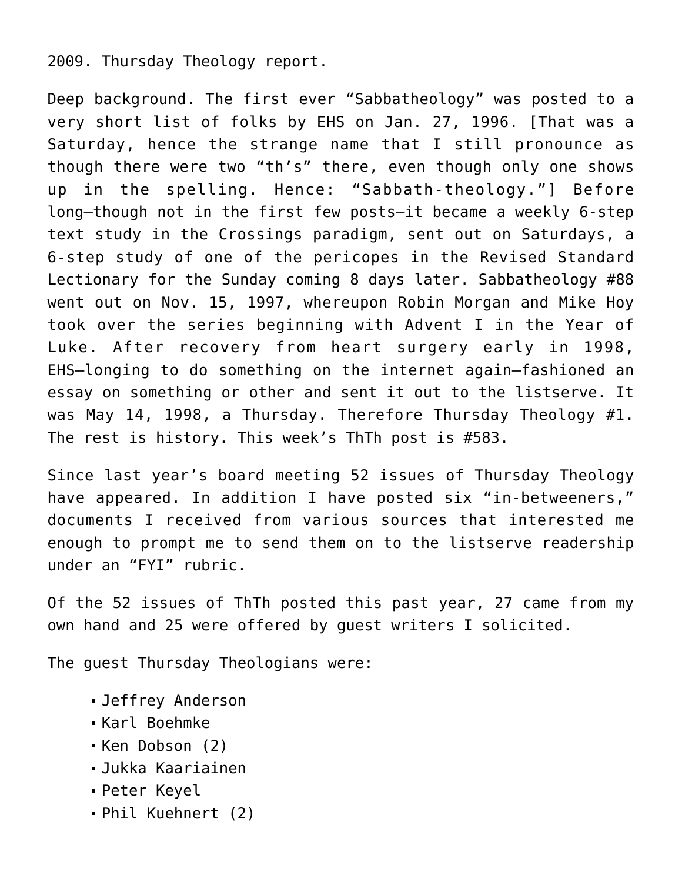2009. Thursday Theology report.

Deep background. The first ever “Sabbatheology” was posted to a very short list of folks by EHS on Jan. 27, 1996. [That was a Saturday, hence the strange name that I still pronounce as though there were two “th’s” there, even though only one shows up in the spelling. Hence: “Sabbath-theology.”] Before long—though not in the first few posts—it became a weekly 6-step text study in the Crossings paradigm, sent out on Saturdays, a 6-step study of one of the pericopes in the Revised Standard Lectionary for the Sunday coming 8 days later. Sabbatheology #88 went out on Nov. 15, 1997, whereupon Robin Morgan and Mike Hoy took over the series beginning with Advent I in the Year of Luke. After recovery from heart surgery early in 1998, EHS—longing to do something on the internet again—fashioned an essay on something or other and sent it out to the listserve. It was May 14, 1998, a Thursday. Therefore Thursday Theology #1. The rest is history. This week’s ThTh post is #583.

Since last year’s board meeting 52 issues of Thursday Theology have appeared. In addition I have posted six “in-betweeners,” documents I received from various sources that interested me enough to prompt me to send them on to the listserve readership under an “FYI” rubric.

Of the 52 issues of ThTh posted this past year, 27 came from my own hand and 25 were offered by guest writers I solicited.

The guest Thursday Theologians were:

- Jeffrey Anderson
- Karl Boehmke
- Ken Dobson (2)
- Jukka Kaariainen
- Peter Keyel
- Phil Kuehnert (2)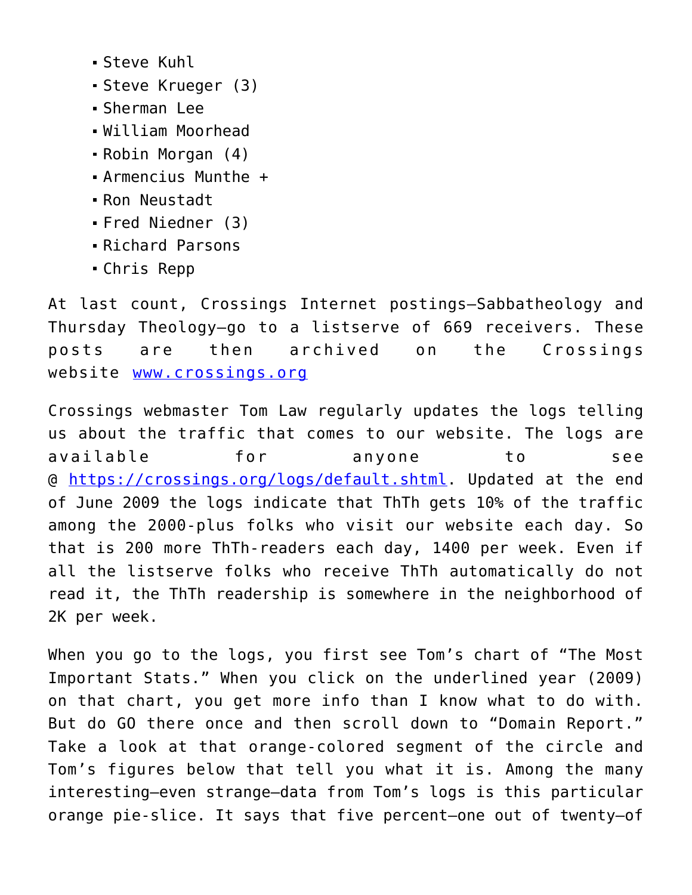- Steve Kuhl
- Steve Krueger (3)
- Sherman Lee
- William Moorhead
- Robin Morgan (4)
- Armencius Munthe +
- Ron Neustadt
- Fred Niedner (3)
- Richard Parsons
- Chris Repp

At last count, Crossings Internet postings—Sabbatheology and Thursday Theology—go to a listserve of 669 receivers. These posts are then archived on the Crossings website [www.crossings.org](http://www.crossings.org)

Crossings webmaster Tom Law regularly updates the logs telling us about the traffic that comes to our website. The logs are available for anyone to see @ [https://crossings.org/logs/default.shtml](https://crossings.org/logs/default.shtml). Updated at the end of June 2009 the logs indicate that ThTh gets 10% of the traffic among the 2000-plus folks who visit our website each day. So that is 200 more ThTh-readers each day, 1400 per week. Even if all the listserve folks who receive ThTh automatically do not read it, the ThTh readership is somewhere in the neighborhood of 2K per week.

When you go to the logs, you first see Tom's chart of "The Most Important Stats." When you click on the underlined year (2009) on that chart, you get more info than I know what to do with. But do GO there once and then scroll down to "Domain Report." Take a look at that orange-colored segment of the circle and Tom's figures below that tell you what it is. Among the many interesting—even strange—data from Tom's logs is this particular orange pie-slice. It says that five percent—one out of twenty—of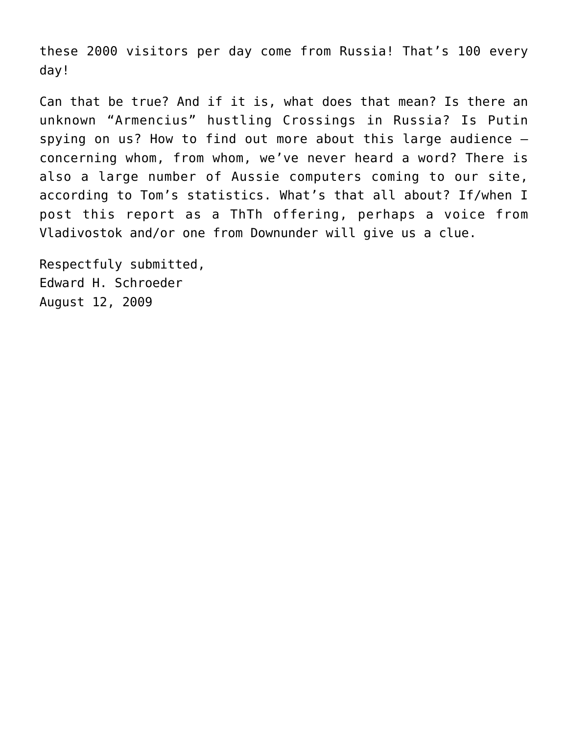these 2000 visitors per day come from Russia! That’s 100 every day!

Can that be true? And if it is, what does that mean? Is there an unknown “Armencius” hustling Crossings in Russia? Is Putin spying on us? How to find out more about this large audience — concerning whom, from whom, we’ve never heard a word? There is also a large number of Aussie computers coming to our site, according to Tom’s statistics. What’s that all about? If/when I post this report as a ThTh offering, perhaps a voice from Vladivostok and/or one from Downunder will give us a clue.

Respectfuly submitted,  
Edward H. Schroeder  
August 12, 2009